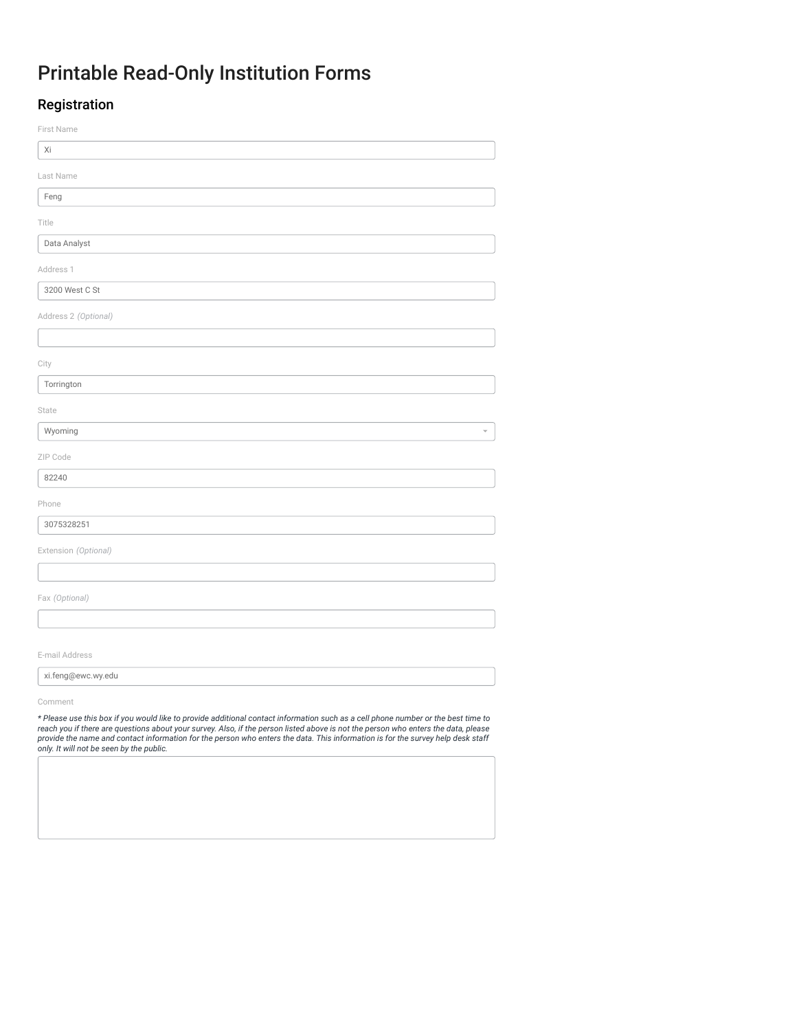# Printable Read-Only Institution Forms

## Registration

First Name

Xi

Last Name

Feng

Title

Data Analyst

Address 1

3200 West C St

Address 2 *(Optional)*

City

Torrington

State

Wyoming

ZIP Code

82240

Phone

3075328251

Extension *(Optional)*

Fax *(Optional)*

E-mail Address

xi.feng@ewc.wy.edu

Comment

*\* Please use this box if you would like to provide additional contact information such as a cell phone number or the best time to reach you if there are questions about your survey. Also, if the person listed above is not the person who enters the data, please provide the name and contact information for the person who enters the data. This information is for the survey help desk staff only. It will not be seen by the public.*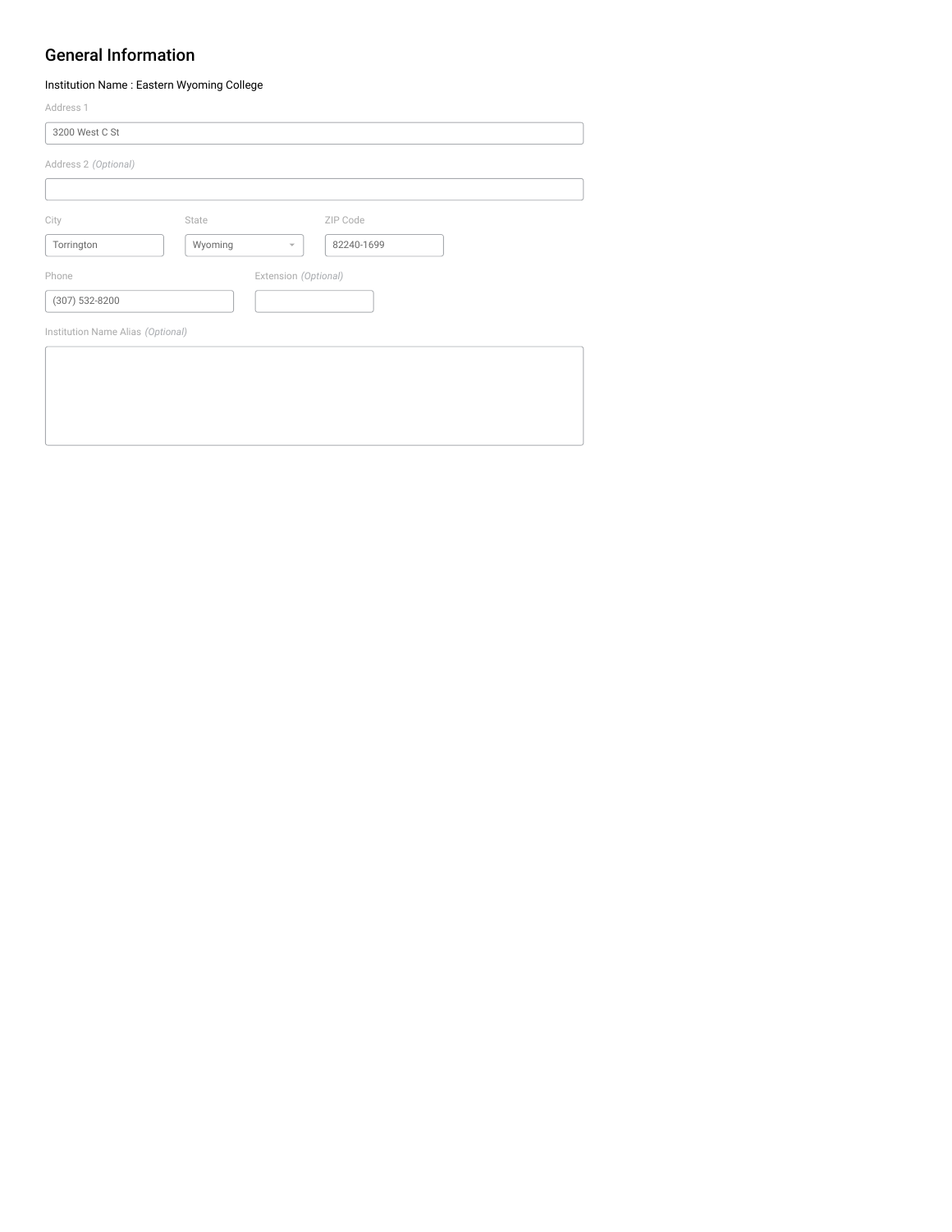## General Information

Institution Name : Eastern Wyoming College

Address 1

3200 West C St

Address 2 *(Optional)*

City

Torrington

State

Wyoming

ZIP Code

82240-1699

Phone

(307) 532-8200

Extension *(Optional)*

Institution Name Alias *(Optional)*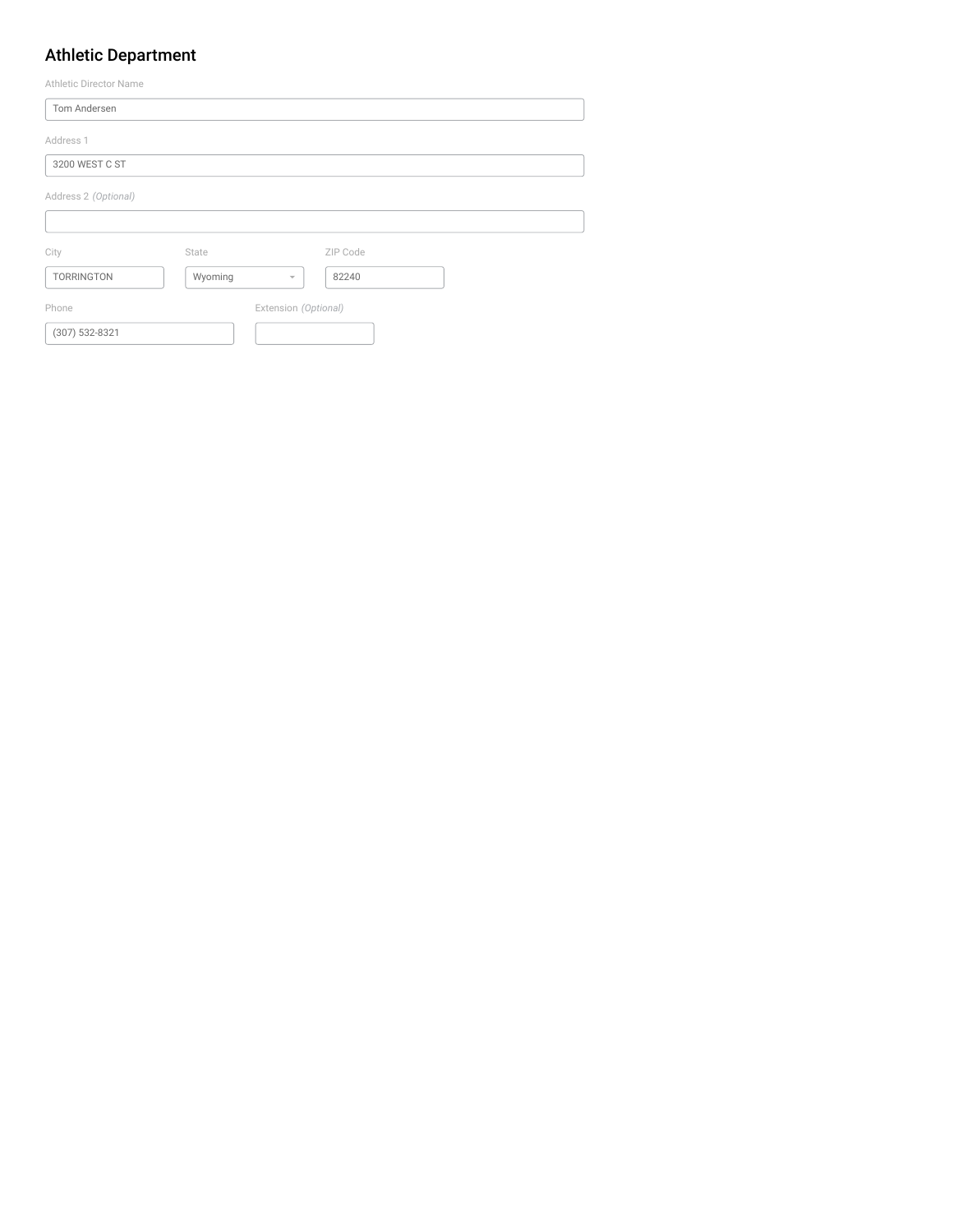## Athletic Department

Athletic Director Name

Tom Andersen

Address 1

3200 WEST C ST

Address 2 *(Optional)*

City

TORRINGTON

State

Wyoming

ZIP Code

82240

Phone

(307) 532-8321

Extension *(Optional)*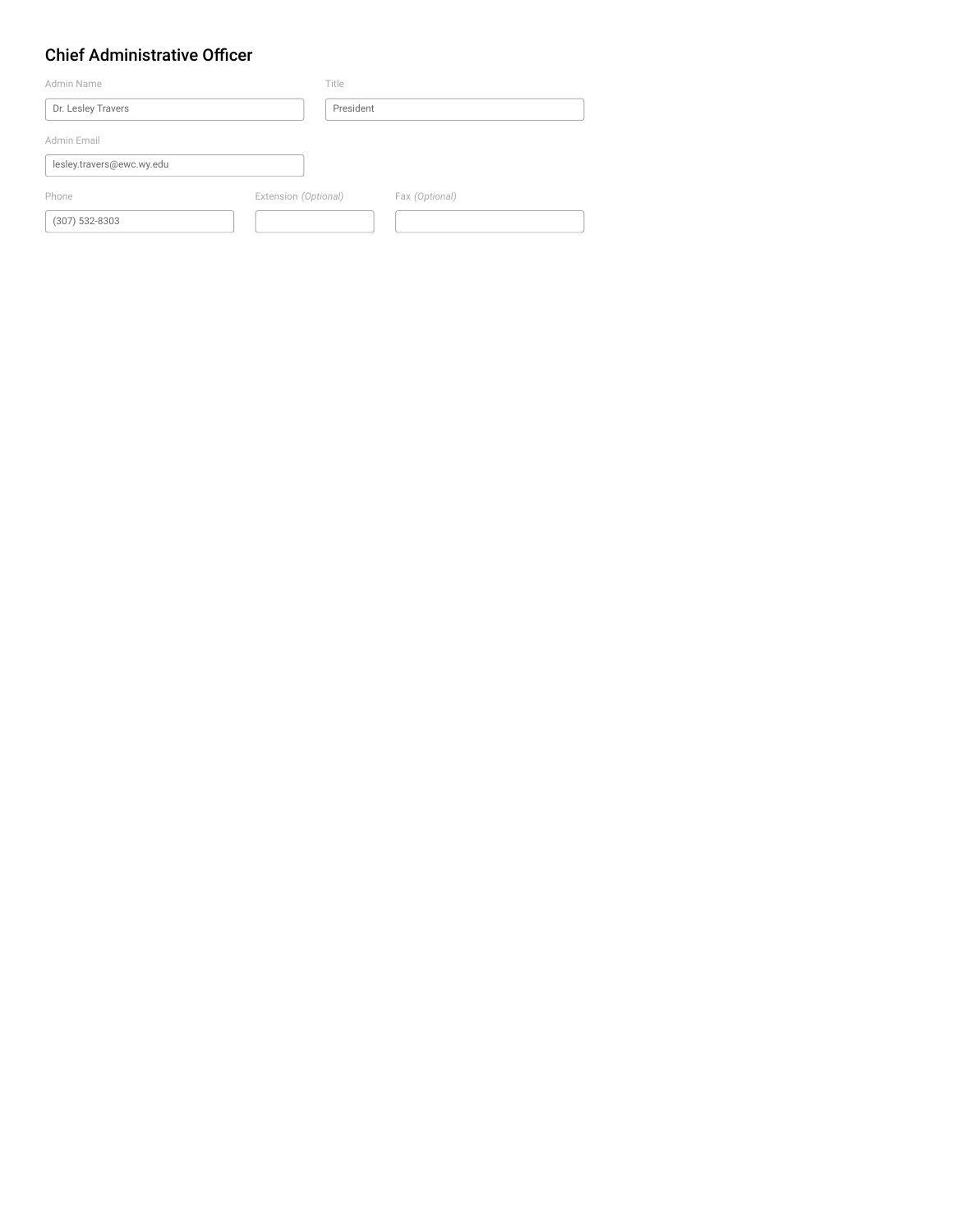## Chief Administrative Officer

Admin Name: Dr. Lesley Travers

Title: President

Admin Email: lesley.travers@ewc.wy.edu

Phone: (307) 532-8303

Extension *(Optional)*: 

Fax *(Optional)*: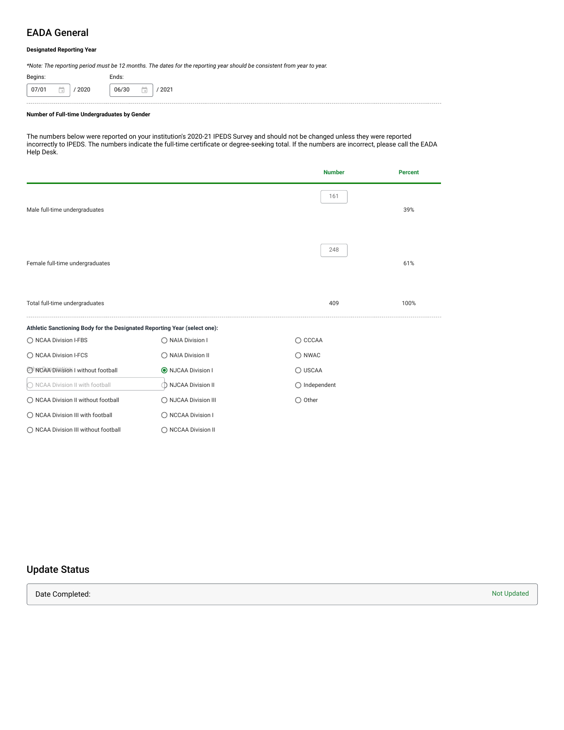## EADA General

**Designated Reporting Year**

*\*Note: The reporting period must be 12 months. The dates for the reporting year should be consistent from year to year.*

Begins: 07/01 / 2020

Ends: 06/30 / 2021

**Number of Full-time Undergraduates by Gender**

The numbers below were reported on your institution's 2020-21 IPEDS Survey and should not be changed unless they were reported incorrectly to IPEDS. The numbers indicate the full-time certificate or degree-seeking total. If the numbers are incorrect, please call the EADA Help Desk.

| | Number | Percent |
|---|---|---|
| Male full-time undergraduates | 161 | 39% |
| Female full-time undergraduates | 248 | 61% |
| Total full-time undergraduates | 409 | 100% |

**Athletic Sanctioning Body for the Designated Reporting Year (select one):**

- ○ NCAA Division I-FBS
- ○ NCAA Division I-FCS
- ○ NCAA Division I without football
- ○ NCAA Division II with football
- ○ NCAA Division II without football
- ○ NCAA Division III with football
- ○ NCAA Division III without football
- ○ NAIA Division I
- ○ NAIA Division II
- ◉ NJCAA Division I
- ○ NJCAA Division II
- ○ NJCAA Division III
- ○ NCCAA Division I
- ○ NCCAA Division II
- ○ CCCAA
- ○ NWAC
- ○ USCAA
- ○ Independent
- ○ Other

## Update Status

Date Completed: Not Updated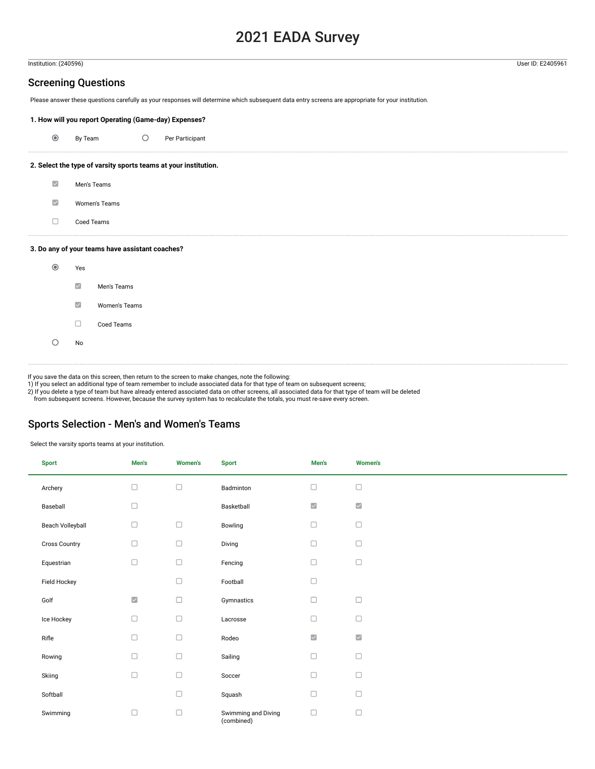# 2021 EADA Survey

Institution: (240596) User ID: E2405961

## Screening Questions

Please answer these questions carefully as your responses will determine which subsequent data entry screens are appropriate for your institution.

**1. How will you report Operating (Game-day) Expenses?**

- (●) By Team
- ( ) Per Participant

**2. Select the type of varsity sports teams at your institution.**

- [x] Men's Teams
- [x] Women's Teams
- [ ] Coed Teams

**3. Do any of your teams have assistant coaches?**

- (●) Yes
  - [x] Men's Teams
  - [x] Women's Teams
  - [ ] Coed Teams
- ( ) No

If you save the data on this screen, then return to the screen to make changes, note the following:
1) If you select an additional type of team remember to include associated data for that type of team on subsequent screens;
2) If you delete a type of team but have already entered associated data on other screens, all associated data for that type of team will be deleted from subsequent screens. However, because the survey system has to recalculate the totals, you must re-save every screen.

## Sports Selection - Men's and Women's Teams

Select the varsity sports teams at your institution.

| Sport | Men's | Women's | Sport | Men's | Women's |
|---|---|---|---|---|---|
| Archery | [ ] | [ ] | Badminton | [ ] | [ ] |
| Baseball | [ ] | | Basketball | [x] | [x] |
| Beach Volleyball | [ ] | [ ] | Bowling | [ ] | [ ] |
| Cross Country | [ ] | [ ] | Diving | [ ] | [ ] |
| Equestrian | [ ] | [ ] | Fencing | [ ] | [ ] |
| Field Hockey | | [ ] | Football | [ ] | |
| Golf | [x] | [ ] | Gymnastics | [ ] | [ ] |
| Ice Hockey | [ ] | [ ] | Lacrosse | [ ] | [ ] |
| Rifle | [ ] | [ ] | Rodeo | [x] | [x] |
| Rowing | [ ] | [ ] | Sailing | [ ] | [ ] |
| Skiing | [ ] | [ ] | Soccer | [ ] | [ ] |
| Softball | | [ ] | Squash | [ ] | [ ] |
| Swimming | [ ] | [ ] | Swimming and Diving (combined) | [ ] | [ ] |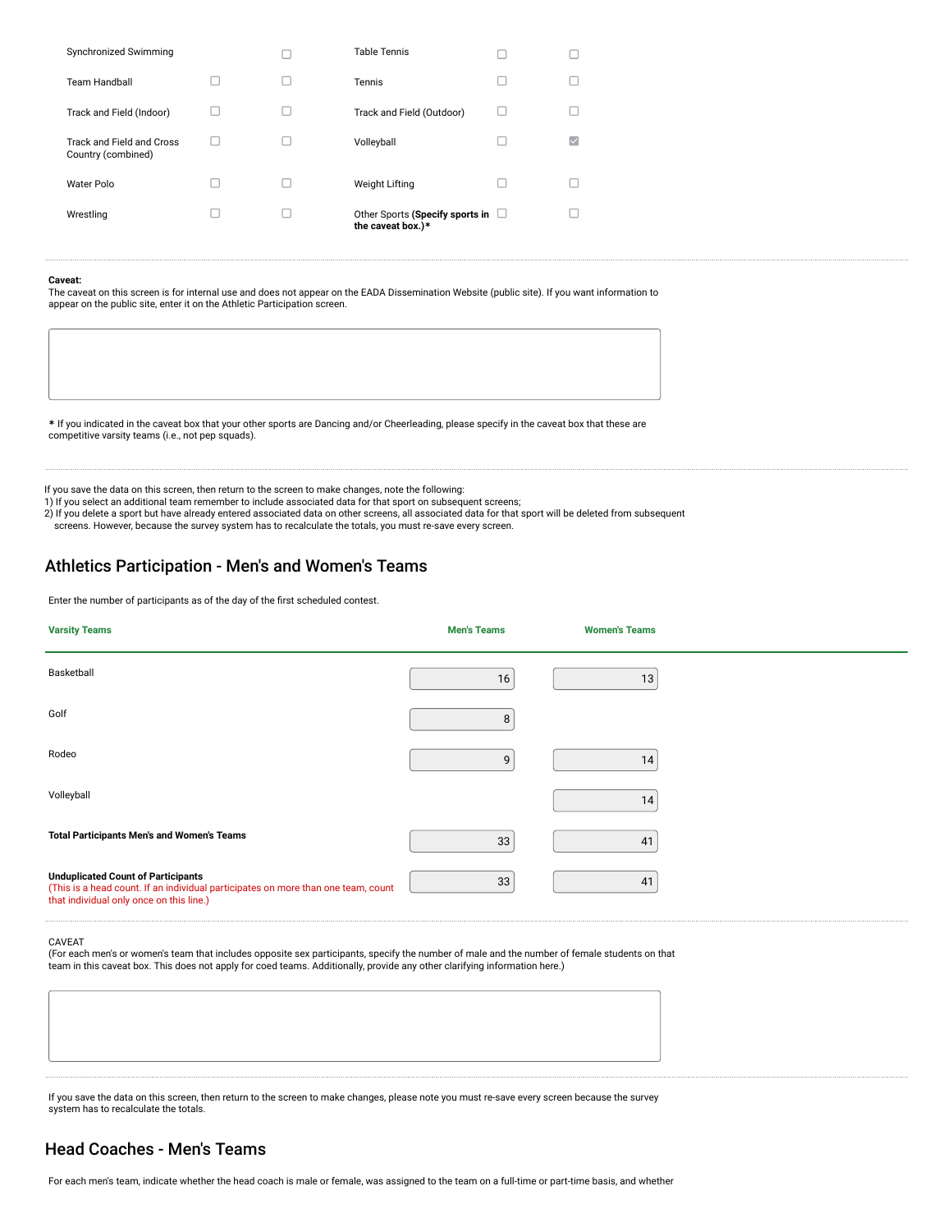| Sport | | | Sport | | |
|---|---|---|---|---|---|
| Synchronized Swimming | | ☐ | Table Tennis | ☐ | ☐ |
| Team Handball | ☐ | ☐ | Tennis | ☐ | ☐ |
| Track and Field (Indoor) | ☐ | ☐ | Track and Field (Outdoor) | ☐ | ☐ |
| Track and Field and Cross Country (combined) | ☐ | ☐ | Volleyball | ☐ | ☑ |
| Water Polo | ☐ | ☐ | Weight Lifting | ☐ | ☐ |
| Wrestling | ☐ | ☐ | Other Sports **(Specify sports in the caveat box.)*** | ☐ | ☐ |

**Caveat:**
The caveat on this screen is for internal use and does not appear on the EADA Dissemination Website (public site). If you want information to appear on the public site, enter it on the Athletic Participation screen.

* If you indicated in the caveat box that your other sports are Dancing and/or Cheerleading, please specify in the caveat box that these are competitive varsity teams (i.e., not pep squads).

If you save the data on this screen, then return to the screen to make changes, note the following:
1) If you select an additional team remember to include associated data for that sport on subsequent screens;
2) If you delete a sport but have already entered associated data on other screens, all associated data for that sport will be deleted from subsequent screens. However, because the survey system has to recalculate the totals, you must re-save every screen.

## Athletics Participation - Men's and Women's Teams

Enter the number of participants as of the day of the first scheduled contest.

| Varsity Teams | Men's Teams | Women's Teams |
|---|---|---|
| Basketball | 16 | 13 |
| Golf | 8 | |
| Rodeo | 9 | 14 |
| Volleyball | | 14 |
| **Total Participants Men's and Women's Teams** | 33 | 41 |
| **Unduplicated Count of Participants** (This is a head count. If an individual participates on more than one team, count that individual only once on this line.) | 33 | 41 |

CAVEAT
(For each men's or women's team that includes opposite sex participants, specify the number of male and the number of female students on that team in this caveat box. This does not apply for coed teams. Additionally, provide any other clarifying information here.)

If you save the data on this screen, then return to the screen to make changes, please note you must re-save every screen because the survey system has to recalculate the totals.

## Head Coaches - Men's Teams

For each men's team, indicate whether the head coach is male or female, was assigned to the team on a full-time or part-time basis, and whether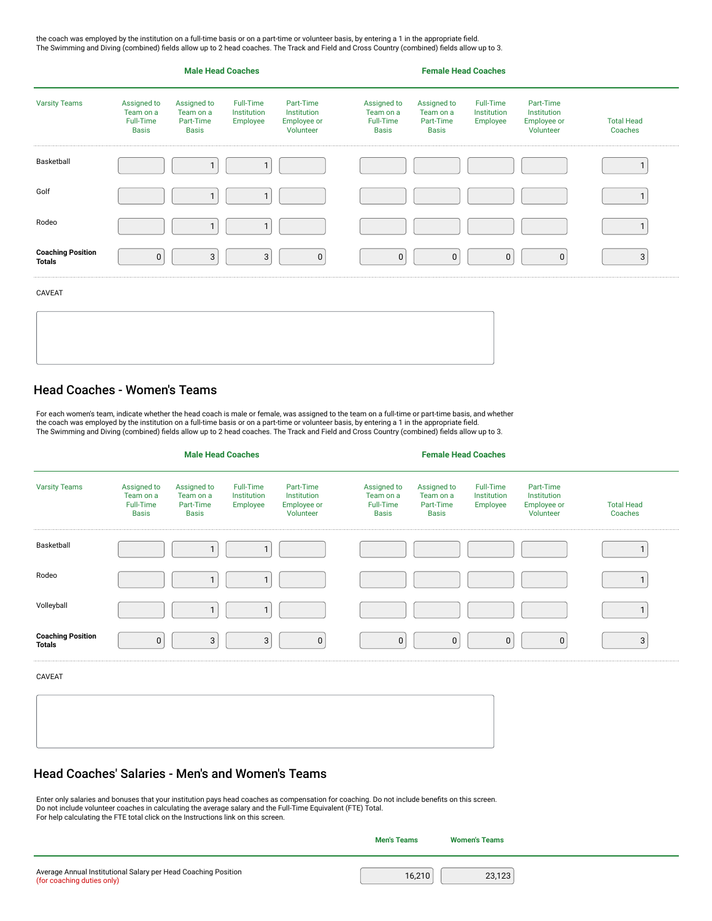the coach was employed by the institution on a full-time basis or on a part-time or volunteer basis, by entering a 1 in the appropriate field.
The Swimming and Diving (combined) fields allow up to 2 head coaches. The Track and Field and Cross Country (combined) fields allow up to 3.

| | Male Head Coaches | | | | Female Head Coaches | | | | |
|---|---|---|---|---|---|---|---|---|---|
| Varsity Teams | Assigned to Team on a Full-Time Basis | Assigned to Team on a Part-Time Basis | Full-Time Institution Employee | Part-Time Institution Employee or Volunteer | Assigned to Team on a Full-Time Basis | Assigned to Team on a Part-Time Basis | Full-Time Institution Employee | Part-Time Institution Employee or Volunteer | Total Head Coaches |
| Basketball | | 1 | 1 | | | | | | 1 |
| Golf | | 1 | 1 | | | | | | 1 |
| Rodeo | | 1 | 1 | | | | | | 1 |
| **Coaching Position Totals** | 0 | 3 | 3 | 0 | 0 | 0 | 0 | 0 | 3 |

CAVEAT

## Head Coaches - Women's Teams

For each women's team, indicate whether the head coach is male or female, was assigned to the team on a full-time or part-time basis, and whether the coach was employed by the institution on a full-time basis or on a part-time or volunteer basis, by entering a 1 in the appropriate field.
The Swimming and Diving (combined) fields allow up to 2 head coaches. The Track and Field and Cross Country (combined) fields allow up to 3.

| | Male Head Coaches | | | | Female Head Coaches | | | | |
|---|---|---|---|---|---|---|---|---|---|
| Varsity Teams | Assigned to Team on a Full-Time Basis | Assigned to Team on a Part-Time Basis | Full-Time Institution Employee | Part-Time Institution Employee or Volunteer | Assigned to Team on a Full-Time Basis | Assigned to Team on a Part-Time Basis | Full-Time Institution Employee | Part-Time Institution Employee or Volunteer | Total Head Coaches |
| Basketball | | 1 | 1 | | | | | | 1 |
| Rodeo | | 1 | 1 | | | | | | 1 |
| Volleyball | | 1 | 1 | | | | | | 1 |
| **Coaching Position Totals** | 0 | 3 | 3 | 0 | 0 | 0 | 0 | 0 | 3 |

CAVEAT

## Head Coaches' Salaries - Men's and Women's Teams

Enter only salaries and bonuses that your institution pays head coaches as compensation for coaching. Do not include benefits on this screen.
Do not include volunteer coaches in calculating the average salary and the Full-Time Equivalent (FTE) Total.
For help calculating the FTE total click on the Instructions link on this screen.

| | Men's Teams | Women's Teams |
|---|---|---|
| Average Annual Institutional Salary per Head Coaching Position (for coaching duties only) | 16,210 | 23,123 |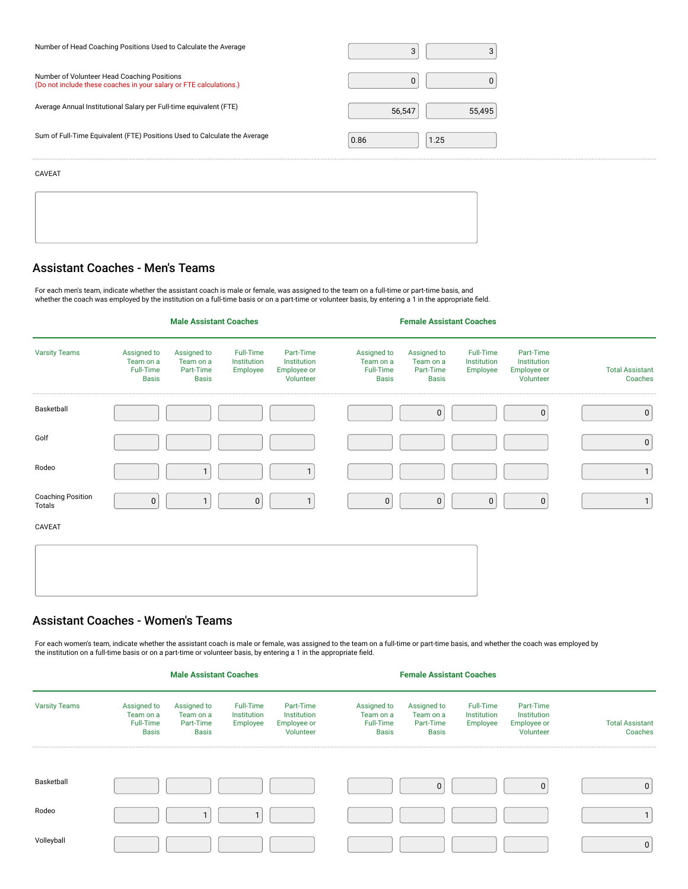| | | |
|---|---|---|
| Number of Head Coaching Positions Used to Calculate the Average | 3 | 3 |
| Number of Volunteer Head Coaching Positions (Do not include these coaches in your salary or FTE calculations.) | 0 | 0 |
| Average Annual Institutional Salary per Full-time equivalent (FTE) | 56,547 | 55,495 |
| Sum of Full-Time Equivalent (FTE) Positions Used to Calculate the Average | 0.86 | 1.25 |

CAVEAT

## Assistant Coaches - Men's Teams

For each men's team, indicate whether the assistant coach is male or female, was assigned to the team on a full-time or part-time basis, and whether the coach was employed by the institution on a full-time basis or on a part-time or volunteer basis, by entering a 1 in the appropriate field.

| | Male Assistant Coaches | | | | Female Assistant Coaches | | | | |
|---|---|---|---|---|---|---|---|---|---|
| Varsity Teams | Assigned to Team on a Full-Time Basis | Assigned to Team on a Part-Time Basis | Full-Time Institution Employee | Part-Time Institution Employee or Volunteer | Assigned to Team on a Full-Time Basis | Assigned to Team on a Part-Time Basis | Full-Time Institution Employee | Part-Time Institution Employee or Volunteer | Total Assistant Coaches |
| Basketball | | | | | | 0 | | 0 | 0 |
| Golf | | | | | | | | | 0 |
| Rodeo | | 1 | | 1 | | | | | 1 |
| Coaching Position Totals | 0 | 1 | 0 | 1 | 0 | 0 | 0 | 0 | 1 |

CAVEAT

## Assistant Coaches - Women's Teams

For each women's team, indicate whether the assistant coach is male or female, was assigned to the team on a full-time or part-time basis, and whether the coach was employed by the institution on a full-time basis or on a part-time or volunteer basis, by entering a 1 in the appropriate field.

| | Male Assistant Coaches | | | | Female Assistant Coaches | | | | |
|---|---|---|---|---|---|---|---|---|---|
| Varsity Teams | Assigned to Team on a Full-Time Basis | Assigned to Team on a Part-Time Basis | Full-Time Institution Employee | Part-Time Institution Employee or Volunteer | Assigned to Team on a Full-Time Basis | Assigned to Team on a Part-Time Basis | Full-Time Institution Employee | Part-Time Institution Employee or Volunteer | Total Assistant Coaches |
| Basketball | | | | | | 0 | | 0 | 0 |
| Rodeo | | 1 | 1 | | | | | | 1 |
| Volleyball | | | | | | | | | 0 |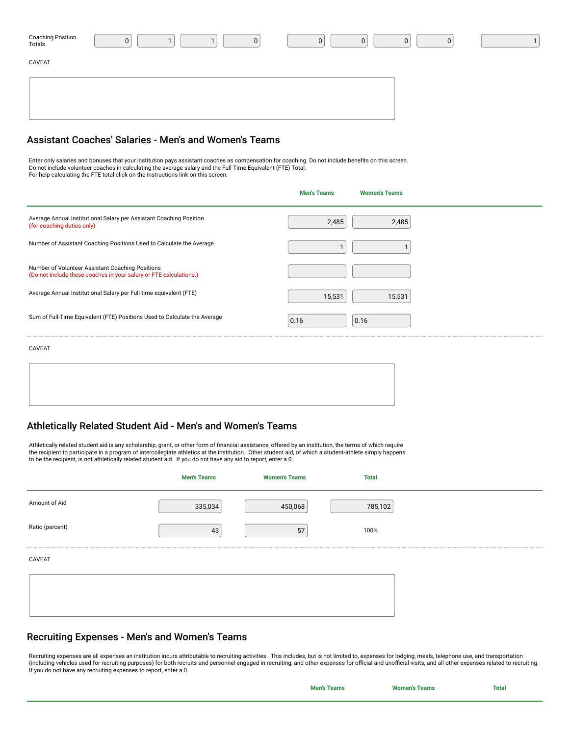| Coaching Position Totals | 0 | 1 | 1 | 0 | 0 | 0 | 0 | 0 | 1 |
|---|---|---|---|---|---|---|---|---|---|

CAVEAT

## Assistant Coaches' Salaries - Men's and Women's Teams

Enter only salaries and bonuses that your institution pays assistant coaches as compensation for coaching. Do not include benefits on this screen.
Do not include volunteer coaches in calculating the average salary and the Full-Time Equivalent (FTE) Total.
For help calculating the FTE total click on the Instructions link on this screen.

| | Men's Teams | Women's Teams |
|---|---|---|
| Average Annual Institutional Salary per Assistant Coaching Position (for coaching duties only) | 2,485 | 2,485 |
| Number of Assistant Coaching Positions Used to Calculate the Average | 1 | 1 |
| Number of Volunteer Assistant Coaching Positions (Do not include these coaches in your salary or FTE calculations.) | | |
| Average Annual Institutional Salary per Full-time equivalent (FTE) | 15,531 | 15,531 |
| Sum of Full-Time Equivalent (FTE) Positions Used to Calculate the Average | 0.16 | 0.16 |

CAVEAT

## Athletically Related Student Aid - Men's and Women's Teams

Athletically related student aid is any scholarship, grant, or other form of financial assistance, offered by an institution, the terms of which require the recipient to participate in a program of intercollegiate athletics at the institution. Other student aid, of which a student-athlete simply happens to be the recipient, is not athletically related student aid. If you do not have any aid to report, enter a 0.

| | Men's Teams | Women's Teams | Total |
|---|---|---|---|
| Amount of Aid | 335,034 | 450,068 | 785,102 |
| Ratio (percent) | 43 | 57 | 100% |

CAVEAT

## Recruiting Expenses - Men's and Women's Teams

Recruiting expenses are all expenses an institution incurs attributable to recruiting activities. This includes, but is not limited to, expenses for lodging, meals, telephone use, and transportation (including vehicles used for recruiting purposes) for both recruits and personnel engaged in recruiting, and other expenses for official and unofficial visits, and all other expenses related to recruiting. If you do not have any recruiting expenses to report, enter a 0.

| | Men's Teams | Women's Teams | Total |
|---|---|---|---|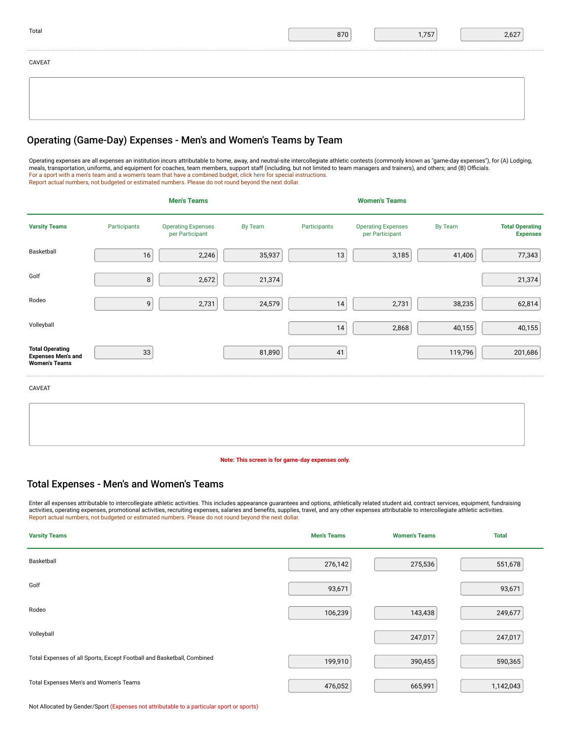| Total | 870 | 1,757 | 2,627 |
|---|---|---|---|

CAVEAT

## Operating (Game-Day) Expenses - Men's and Women's Teams by Team

Operating expenses are all expenses an institution incurs attributable to home, away, and neutral-site intercollegiate athletic contests (commonly known as "game-day expenses"), for (A) Lodging, meals, transportation, uniforms, and equipment for coaches, team members, support staff (including, but not limited to team managers and trainers), and others; and (B) Officials.
For a sport with a men's team and a women's team that have a combined budget, click here for special instructions.
Report actual numbers, not budgeted or estimated numbers. Please do not round beyond the next dollar.

| | Men's Teams | | | Women's Teams | | | |
|---|---|---|---|---|---|---|---|
| **Varsity Teams** | Participants | Operating Expenses per Participant | By Team | Participants | Operating Expenses per Participant | By Team | **Total Operating Expenses** |
| Basketball | 16 | 2,246 | 35,937 | 13 | 3,185 | 41,406 | 77,343 |
| Golf | 8 | 2,672 | 21,374 | | | | 21,374 |
| Rodeo | 9 | 2,731 | 24,579 | 14 | 2,731 | 38,235 | 62,814 |
| Volleyball | | | | 14 | 2,868 | 40,155 | 40,155 |
| **Total Operating Expenses Men's and Women's Teams** | 33 | | 81,890 | 41 | | 119,796 | 201,686 |

CAVEAT

**Note: This screen is for game-day expenses only.**

## Total Expenses - Men's and Women's Teams

Enter all expenses attributable to intercollegiate athletic activities. This includes appearance guarantees and options, athletically related student aid, contract services, equipment, fundraising activities, operating expenses, promotional activities, recruiting expenses, salaries and benefits, supplies, travel, and any other expenses attributable to intercollegiate athletic activities.
Report actual numbers, not budgeted or estimated numbers. Please do not round beyond the next dollar.

| Varsity Teams | Men's Teams | Women's Teams | Total |
|---|---|---|---|
| Basketball | 276,142 | 275,536 | 551,678 |
| Golf | 93,671 | | 93,671 |
| Rodeo | 106,239 | 143,438 | 249,677 |
| Volleyball | | 247,017 | 247,017 |
| Total Expenses of all Sports, Except Football and Basketball, Combined | 199,910 | 390,455 | 590,365 |
| Total Expenses Men's and Women's Teams | 476,052 | 665,991 | 1,142,043 |

Not Allocated by Gender/Sport (Expenses not attributable to a particular sport or sports)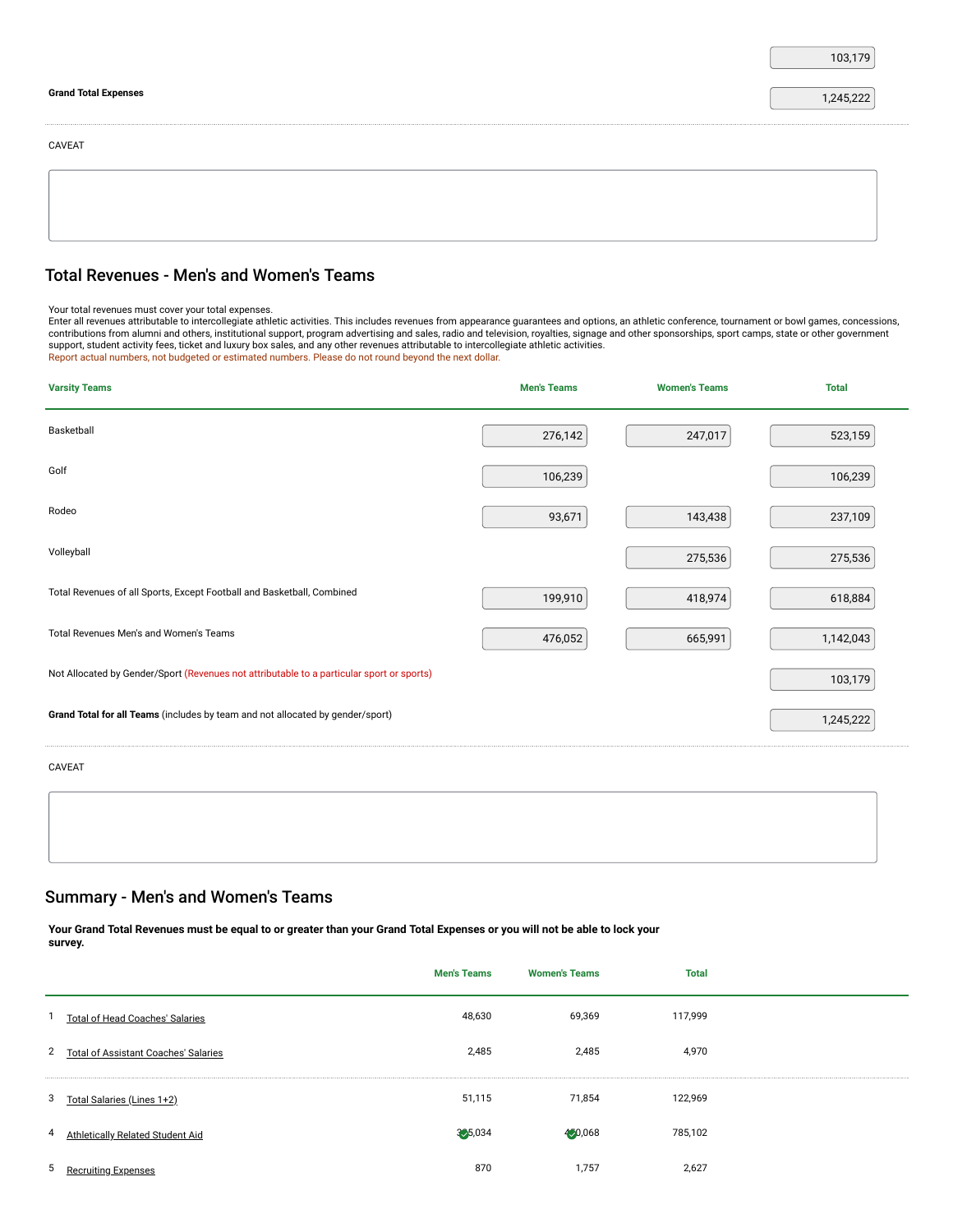| | |
|---|---|
| | 103,179 |
| **Grand Total Expenses** | 1,245,222 |

CAVEAT

## Total Revenues - Men's and Women's Teams

Your total revenues must cover your total expenses.
Enter all revenues attributable to intercollegiate athletic activities. This includes revenues from appearance guarantees and options, an athletic conference, tournament or bowl games, concessions, contributions from alumni and others, institutional support, program advertising and sales, radio and television, royalties, signage and other sponsorships, sport camps, state or other government support, student activity fees, ticket and luxury box sales, and any other revenues attributable to intercollegiate athletic activities.
Report actual numbers, not budgeted or estimated numbers. Please do not round beyond the next dollar.

| Varsity Teams | Men's Teams | Women's Teams | Total |
|---|---|---|---|
| Basketball | 276,142 | 247,017 | 523,159 |
| Golf | 106,239 | | 106,239 |
| Rodeo | 93,671 | 143,438 | 237,109 |
| Volleyball | | 275,536 | 275,536 |
| Total Revenues of all Sports, Except Football and Basketball, Combined | 199,910 | 418,974 | 618,884 |
| Total Revenues Men's and Women's Teams | 476,052 | 665,991 | 1,142,043 |
| Not Allocated by Gender/Sport (Revenues not attributable to a particular sport or sports) | | | 103,179 |
| **Grand Total for all Teams** (includes by team and not allocated by gender/sport) | | | 1,245,222 |

CAVEAT

## Summary - Men's and Women's Teams

**Your Grand Total Revenues must be equal to or greater than your Grand Total Expenses or you will not be able to lock your survey.**

| | | Men's Teams | Women's Teams | Total |
|---|---|---|---|---|
| 1 | Total of Head Coaches' Salaries | 48,630 | 69,369 | 117,999 |
| 2 | Total of Assistant Coaches' Salaries | 2,485 | 2,485 | 4,970 |
| 3 | Total Salaries (Lines 1+2) | 51,115 | 71,854 | 122,969 |
| 4 | Athletically Related Student Aid | 325,034 | 460,068 | 785,102 |
| 5 | Recruiting Expenses | 870 | 1,757 | 2,627 |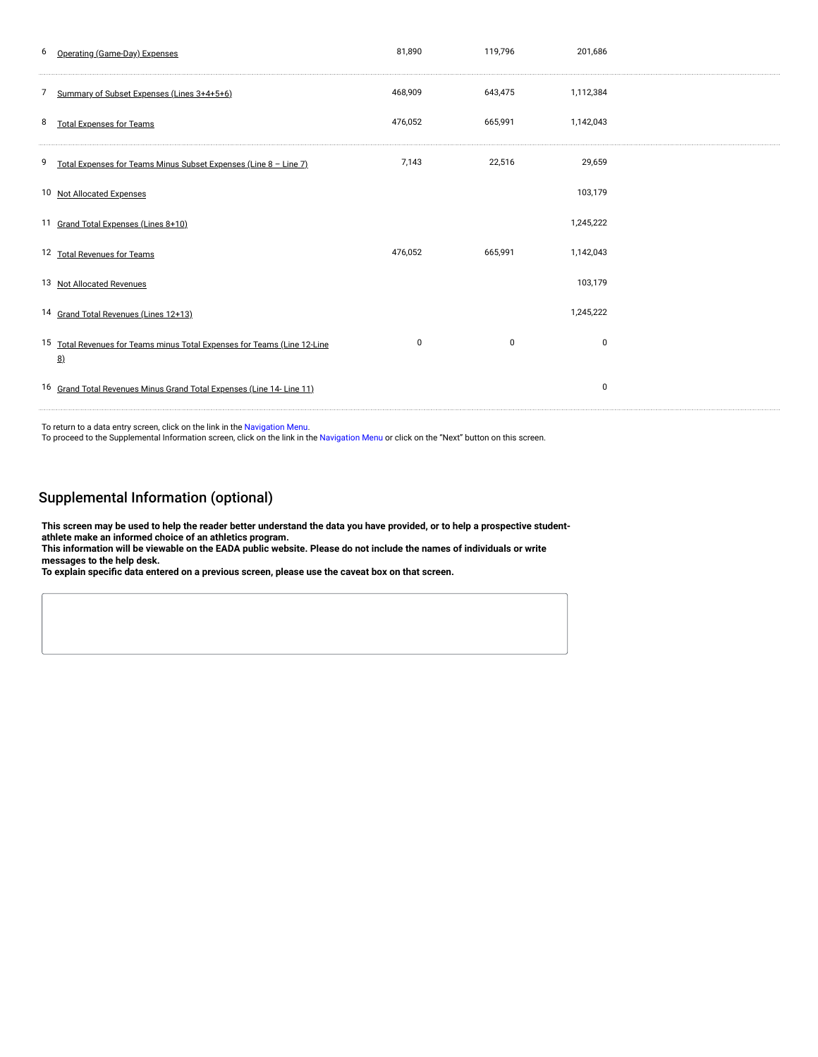| | | | | |
|---|---|---|---|---|
| 6 | Operating (Game-Day) Expenses | 81,890 | 119,796 | 201,686 |
| 7 | Summary of Subset Expenses (Lines 3+4+5+6) | 468,909 | 643,475 | 1,112,384 |
| 8 | Total Expenses for Teams | 476,052 | 665,991 | 1,142,043 |
| 9 | Total Expenses for Teams Minus Subset Expenses (Line 8 – Line 7) | 7,143 | 22,516 | 29,659 |
| 10 | Not Allocated Expenses | | | 103,179 |
| 11 | Grand Total Expenses (Lines 8+10) | | | 1,245,222 |
| 12 | Total Revenues for Teams | 476,052 | 665,991 | 1,142,043 |
| 13 | Not Allocated Revenues | | | 103,179 |
| 14 | Grand Total Revenues (Lines 12+13) | | | 1,245,222 |
| 15 | Total Revenues for Teams minus Total Expenses for Teams (Line 12-Line 8) | 0 | 0 | 0 |
| 16 | Grand Total Revenues Minus Grand Total Expenses (Line 14- Line 11) | | | 0 |

To return to a data entry screen, click on the link in the Navigation Menu.
To proceed to the Supplemental Information screen, click on the link in the Navigation Menu or click on the "Next" button on this screen.

## Supplemental Information (optional)

**This screen may be used to help the reader better understand the data you have provided, or to help a prospective student-athlete make an informed choice of an athletics program.**
**This information will be viewable on the EADA public website. Please do not include the names of individuals or write messages to the help desk.**
**To explain specific data entered on a previous screen, please use the caveat box on that screen.**